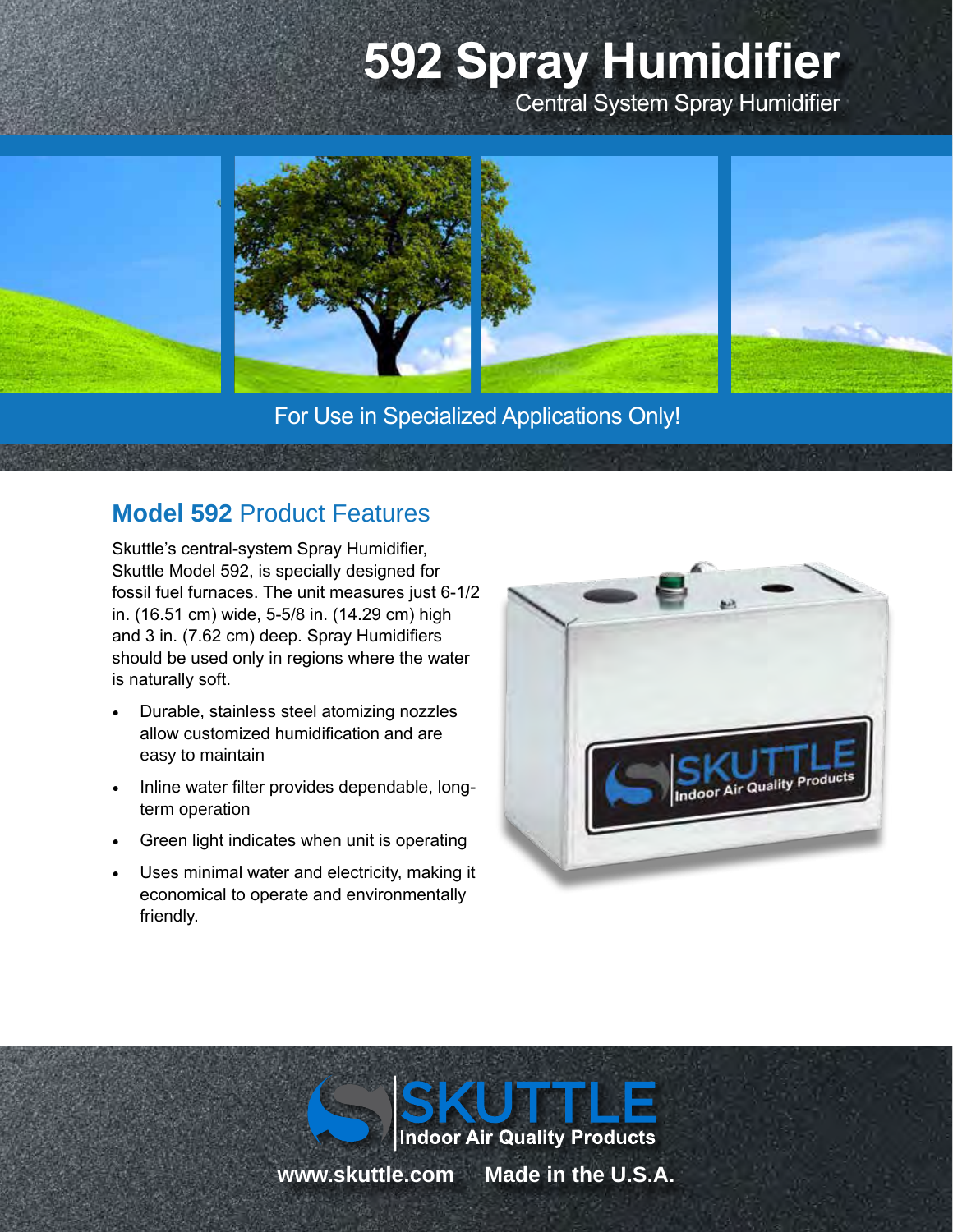# 592 Spray Humidifier

Central System Spray Humidifier

For Use in Specialized Applications Only!

## **Model 592** Product Features

Skuttle's central-system Spray Humidifier, Skuttle Model 592, is specially designed for fossil fuel furnaces. The unit measures just 6-1/2 in. (16.51 cm) wide, 5-5/8 in. (14.29 cm) high and 3 in. (7.62 cm) deep. Spray Humidifiers should be used only in regions where the water is naturally soft.

- Durable, stainless steel atomizing nozzles allow customized humidification and are easy to maintain
- Inline water filter provides dependable, long-term operation
- Green light indicates when unit is operating
- Uses minimal water and electricity, making it economical to operate and environmentally friendly.

SKUTTLE Indoor Air Quality Products

www.skuttle.com Made in the U.S.A.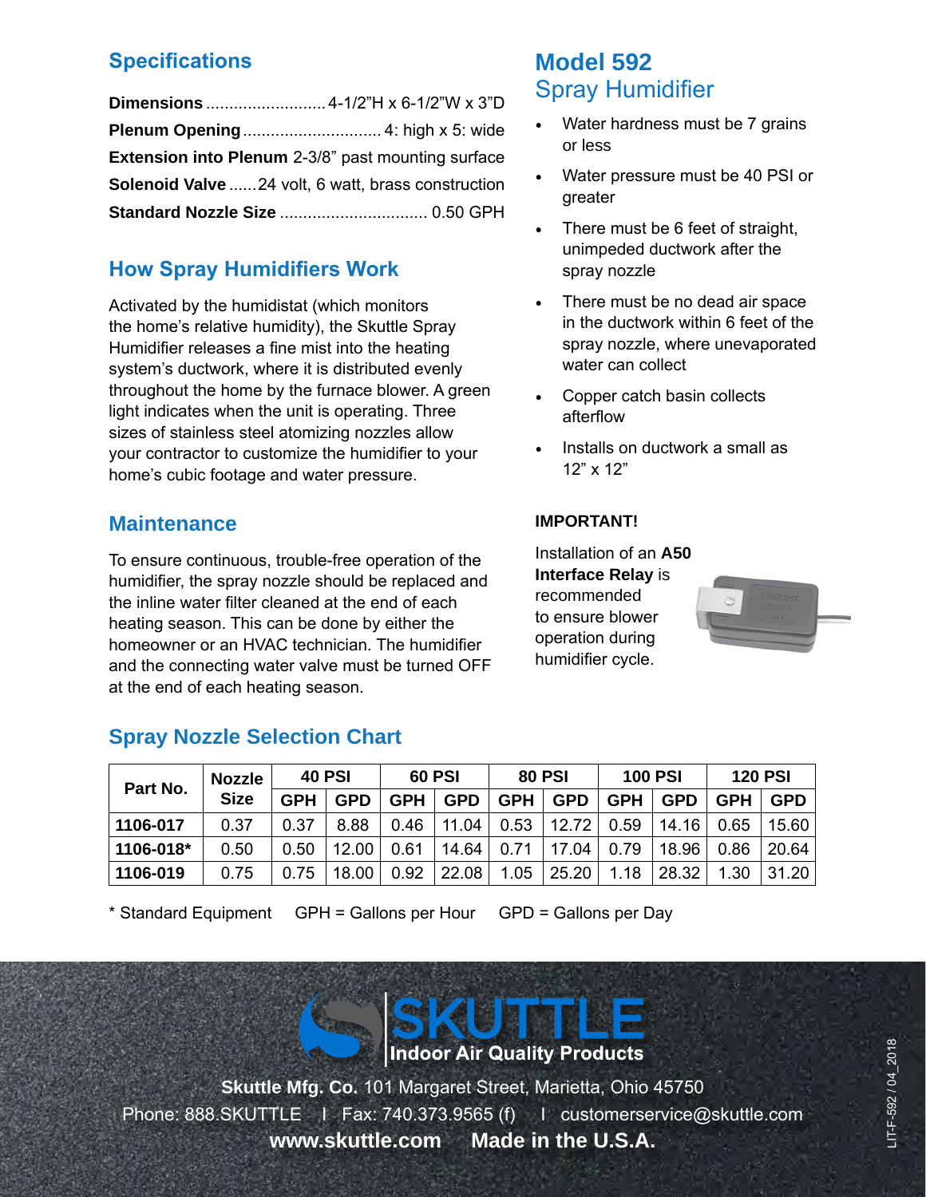## Specifications

**Dimensions** .......................... 4-1/2”H x 6-1/2”W x 3”D
**Plenum Opening** .............................. 4: high x 5: wide
**Extension into Plenum** 2-3/8” past mounting surface
**Solenoid Valve** ......24 volt, 6 watt, brass construction
**Standard Nozzle Size** ................................ 0.50 GPH

## How Spray Humidifiers Work

Activated by the humidistat (which monitors the home’s relative humidity), the Skuttle Spray Humidifier releases a fine mist into the heating system’s ductwork, where it is distributed evenly throughout the home by the furnace blower. A green light indicates when the unit is operating. Three sizes of stainless steel atomizing nozzles allow your contractor to customize the humidifier to your home’s cubic footage and water pressure.

## Maintenance

To ensure continuous, trouble-free operation of the humidifier, the spray nozzle should be replaced and the inline water filter cleaned at the end of each heating season. This can be done by either the homeowner or an HVAC technician. The humidifier and the connecting water valve must be turned OFF at the end of each heating season.

# Model 592
## Spray Humidifier

- Water hardness must be 7 grains or less
- Water pressure must be 40 PSI or greater
- There must be 6 feet of straight, unimpeded ductwork after the spray nozzle
- There must be no dead air space in the ductwork within 6 feet of the spray nozzle, where unevaporated water can collect
- Copper catch basin collects afterflow
- Installs on ductwork a small as 12” x 12”

**IMPORTANT!**

Installation of an **A50 Interface Relay** is recommended to ensure blower operation during humidifier cycle.

## Spray Nozzle Selection Chart

| Part No. | Nozzle Size | 40 PSI | | 60 PSI | | 80 PSI | | 100 PSI | | 120 PSI | |
|---|---|---|---|---|---|---|---|---|---|---|---|
| | | GPH | GPD | GPH | GPD | GPH | GPD | GPH | GPD | GPH | GPD |
| **1106-017** | 0.37 | 0.37 | 8.88 | 0.46 | 11.04 | 0.53 | 12.72 | 0.59 | 14.16 | 0.65 | 15.60 |
| **1106-018*** | 0.50 | 0.50 | 12.00 | 0.61 | 14.64 | 0.71 | 17.04 | 0.79 | 18.96 | 0.86 | 20.64 |
| **1106-019** | 0.75 | 0.75 | 18.00 | 0.92 | 22.08 | 1.05 | 25.20 | 1.18 | 28.32 | 1.30 | 31.20 |

* Standard Equipment GPH = Gallons per Hour GPD = Gallons per Day

SKUTTLE Indoor Air Quality Products

**Skuttle Mfg. Co.** 101 Margaret Street, Marietta, Ohio 45750
Phone: 888.SKUTTLE | Fax: 740.373.9565 (f) | customerservice@skuttle.com
**www.skuttle.com Made in the U.S.A.**

LIT-F-592 / 04_2018